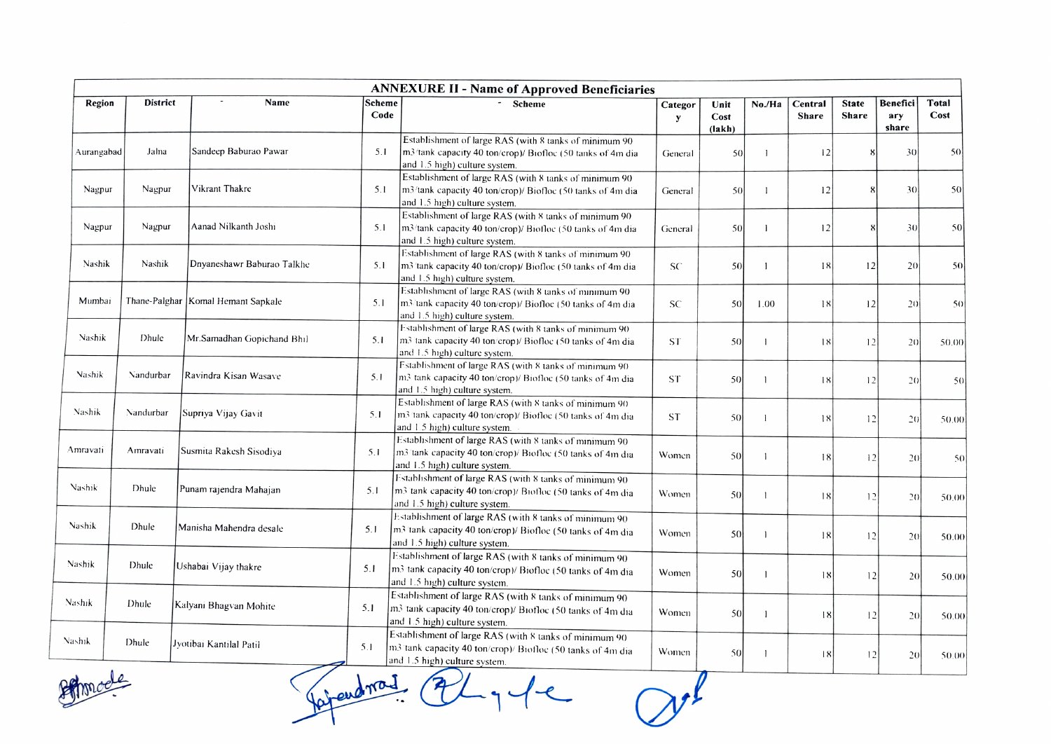## ANNEXURE II - Name of Approved Beneficiaries

| Region | District | Name | Scheme Code | Scheme | Category | Unit Cost (lakh) | No./Ha | Central Share | State Share | Beneficiary share | Total Cost |
|---|---|---|---|---|---|---|---|---|---|---|---|
| Aurangabad | Jalna | Sandeep Baburao Pawar | 5.1 | Establishment of large RAS (with 8 tanks of minimum 90 m3/tank capacity 40 ton/crop)/ Biofloc (50 tanks of 4m dia and 1.5 high) culture system. | General | 50 | 1 | 12 | 8 | 30 | 50 |
| Nagpur | Nagpur | Vikrant Thakre | 5.1 | Establishment of large RAS (with 8 tanks of minimum 90 m3/tank capacity 40 ton/crop)/ Biofloc (50 tanks of 4m dia and 1.5 high) culture system. | General | 50 | 1 | 12 | 8 | 30 | 50 |
| Nagpur | Nagpur | Aanad Nilkanth Joshi | 5.1 | Establishment of large RAS (with 8 tanks of minimum 90 m3/tank capacity 40 ton/crop)/ Biofloc (50 tanks of 4m dia and 1.5 high) culture system. | General | 50 | 1 | 12 | 8 | 30 | 50 |
| Nashik | Nashik | Dnyaneshawr Baburao Talkhe | 5.1 | Establishment of large RAS (with 8 tanks of minimum 90 m3 tank capacity 40 ton/crop)/ Biofloc (50 tanks of 4m dia and 1.5 high) culture system. | SC | 50 | 1 | 18 | 12 | 20 | 50 |
| Mumbai | Thane-Palghar | Komal Hemant Sapkale | 5.1 | Establishment of large RAS (with 8 tanks of minimum 90 m3/tank capacity 40 ton/crop)/ Biofloc (50 tanks of 4m dia and 1.5 high) culture system. | SC | 50 | 1.00 | 18 | 12 | 20 | 50 |
| Nashik | Dhule | Mr.Samadhan Gopichand Bhil | 5.1 | Establishment of large RAS (with 8 tanks of minimum 90 m3 tank capacity 40 ton/crop)/ Biofloc (50 tanks of 4m dia and 1.5 high) culture system. | ST | 50 | 1 | 18 | 12 | 20 | 50.00 |
| Nashik | Nandurbar | Ravindra Kisan Wasave | 5.1 | Establishment of large RAS (with 8 tanks of minimum 90 m3 tank capacity 40 ton/crop)/ Biofloc (50 tanks of 4m dia and 1.5 high) culture system. | ST | 50 | 1 | 18 | 12 | 20 | 50 |
| Nashik | Nandurbar | Supriya Vijay Gavit | 5.1 | Establishment of large RAS (with 8 tanks of minimum 90 m3 tank capacity 40 ton/crop)/ Biofloc (50 tanks of 4m dia and 1.5 high) culture system. | ST | 50 | 1 | 18 | 12 | 20 | 50.00 |
| Amravati | Amravati | Susmita Rakesh Sisodiya | 5.1 | Establishment of large RAS (with 8 tanks of minimum 90 m3/tank capacity 40 ton/crop)/ Biofloc (50 tanks of 4m dia and 1.5 high) culture system. | Women | 50 | 1 | 18 | 12 | 20 | 50 |
| Nashik | Dhule | Punam rajendra Mahajan | 5.1 | Establishment of large RAS (with 8 tanks of minimum 90 m3 tank capacity 40 ton/crop)/ Biofloc (50 tanks of 4m dia and 1.5 high) culture system. | Women | 50 | 1 | 18 | 12 | 20 | 50.00 |
| Nashik | Dhule | Manisha Mahendra desale | 5.1 | Establishment of large RAS (with 8 tanks of minimum 90 m3 tank capacity 40 ton/crop)/ Biofloc (50 tanks of 4m dia and 1.5 high) culture system. | Women | 50 | 1 | 18 | 12 | 20 | 50.00 |
| Nashik | Dhule | Ushabai Vijay thakre | 5.1 | Establishment of large RAS (with 8 tanks of minimum 90 m3 tank capacity 40 ton/crop)/ Biofloc (50 tanks of 4m dia and 1.5 high) culture system. | Women | 50 | 1 | 18 | 12 | 20 | 50.00 |
| Nashik | Dhule | Kalyani Bhagvan Mohite | 5.1 | Establishment of large RAS (with 8 tanks of minimum 90 m3 tank capacity 40 ton/crop)/ Biofloc (50 tanks of 4m dia and 1.5 high) culture system. | Women | 50 | 1 | 18 | 12 | 20 | 50.00 |
| Nashik | Dhule | Jyotibai Kantilal Patil | 5.1 | Establishment of large RAS (with 8 tanks of minimum 90 m3 tank capacity 40 ton/crop)/ Biofloc (50 tanks of 4m dia and 1.5 high) culture system. | Women | 50 | 1 | 18 | 12 | 20 | 50.00 |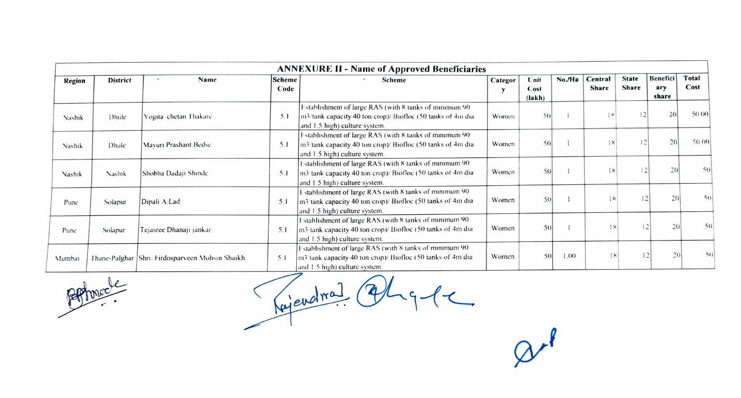| ANNEXURE II - Name of Approved Beneficiaries | | | | | | | | | | | |
|---|---|---|---|---|---|---|---|---|---|---|---|
| Region | District | Name | Scheme Code | Scheme | Category | Unit Cost (lakh) | No./Ha | Central Share | State Share | Beneficiary share | Total Cost |
| Nashik | Dhule | Yogita chetan Thakare | 5.1 | Establishment of large RAS (with 8 tanks of minimum 90 m3/tank capacity 40 ton/crop)/ Biofloc (50 tanks of 4m dia and 1.5 high) culture system. | Women | 50 | 1 | 18 | 12 | 20 | 50.00 |
| Nashik | Dhule | Mayuri Prashant Bedse | 5.1 | Establishment of large RAS (with 8 tanks of minimum 90 m3/tank capacity 40 ton/crop)/ Biofloc (50 tanks of 4m dia and 1.5 high) culture system. | Women | 50 | 1 | 18 | 12 | 20 | 50.00 |
| Nashik | Nashik | Shobha Dadaji Shinde | 5.1 | Establishment of large RAS (with 8 tanks of minimum 90 m3/tank capacity 40 ton/crop)/ Biofloc (50 tanks of 4m dia and 1.5 high) culture system. | Women | 50 | 1 | 18 | 12 | 20 | 50 |
| Pune | Solapur | Dipali A.Lad | 5.1 | Establishment of large RAS (with 8 tanks of minimum 90 m3/tank capacity 40 ton/crop)/ Biofloc (50 tanks of 4m dia and 1.5 high) culture system. | Women | 50 | 1 | 18 | 12 | 20 | 50 |
| Pune | Solapur | Tejasree Dhanaji jankar | 5.1 | Establishment of large RAS (with 8 tanks of minimum 90 m3/tank capacity 40 ton/crop)/ Biofloc (50 tanks of 4m dia and 1.5 high) culture system. | Women | 50 | 1 | 18 | 12 | 20 | 50 |
| Mumbai | Thane-Palghar | Shri. Firdosparveen Mohsin Shaikh | 5.1 | Establishment of large RAS (with 8 tanks of minimum 90 m3/tank capacity 40 ton/crop)/ Biofloc (50 tanks of 4m dia and 1.5 high) culture system. | Women | 50 | 1.00 | 18 | 12 | 20 | 50 |